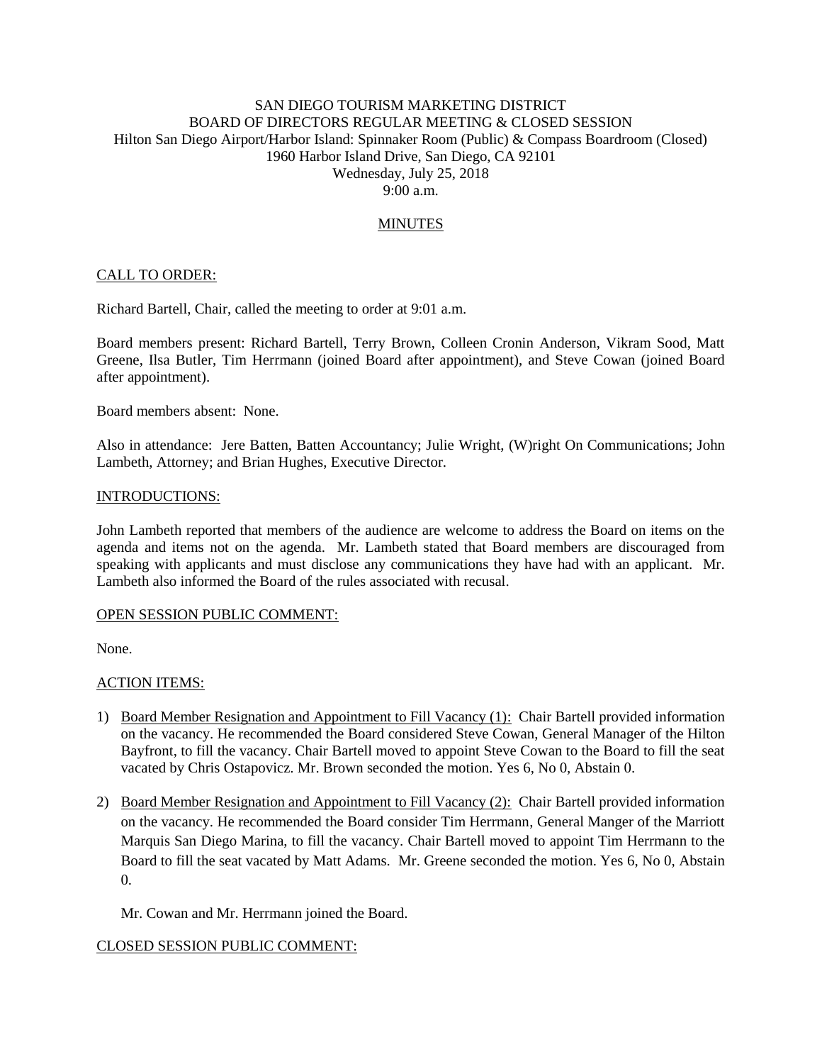SAN DIEGO TOURISM MARKETING DISTRICT
BOARD OF DIRECTORS REGULAR MEETING & CLOSED SESSION
Hilton San Diego Airport/Harbor Island: Spinnaker Room (Public) & Compass Boardroom (Closed)
1960 Harbor Island Drive, San Diego, CA 92101
Wednesday, July 25, 2018
9:00 a.m.

MINUTES

CALL TO ORDER:

Richard Bartell, Chair, called the meeting to order at 9:01 a.m.

Board members present: Richard Bartell, Terry Brown, Colleen Cronin Anderson, Vikram Sood, Matt Greene, Ilsa Butler, Tim Herrmann (joined Board after appointment), and Steve Cowan (joined Board after appointment).

Board members absent: None.

Also in attendance: Jere Batten, Batten Accountancy; Julie Wright, (W)right On Communications; John Lambeth, Attorney; and Brian Hughes, Executive Director.

INTRODUCTIONS:

John Lambeth reported that members of the audience are welcome to address the Board on items on the agenda and items not on the agenda. Mr. Lambeth stated that Board members are discouraged from speaking with applicants and must disclose any communications they have had with an applicant. Mr. Lambeth also informed the Board of the rules associated with recusal.

OPEN SESSION PUBLIC COMMENT:

None.

ACTION ITEMS:

1) Board Member Resignation and Appointment to Fill Vacancy (1): Chair Bartell provided information on the vacancy. He recommended the Board considered Steve Cowan, General Manager of the Hilton Bayfront, to fill the vacancy. Chair Bartell moved to appoint Steve Cowan to the Board to fill the seat vacated by Chris Ostapovicz. Mr. Brown seconded the motion. Yes 6, No 0, Abstain 0.

2) Board Member Resignation and Appointment to Fill Vacancy (2): Chair Bartell provided information on the vacancy. He recommended the Board consider Tim Herrmann, General Manger of the Marriott Marquis San Diego Marina, to fill the vacancy. Chair Bartell moved to appoint Tim Herrmann to the Board to fill the seat vacated by Matt Adams. Mr. Greene seconded the motion. Yes 6, No 0, Abstain 0.

   Mr. Cowan and Mr. Herrmann joined the Board.

CLOSED SESSION PUBLIC COMMENT: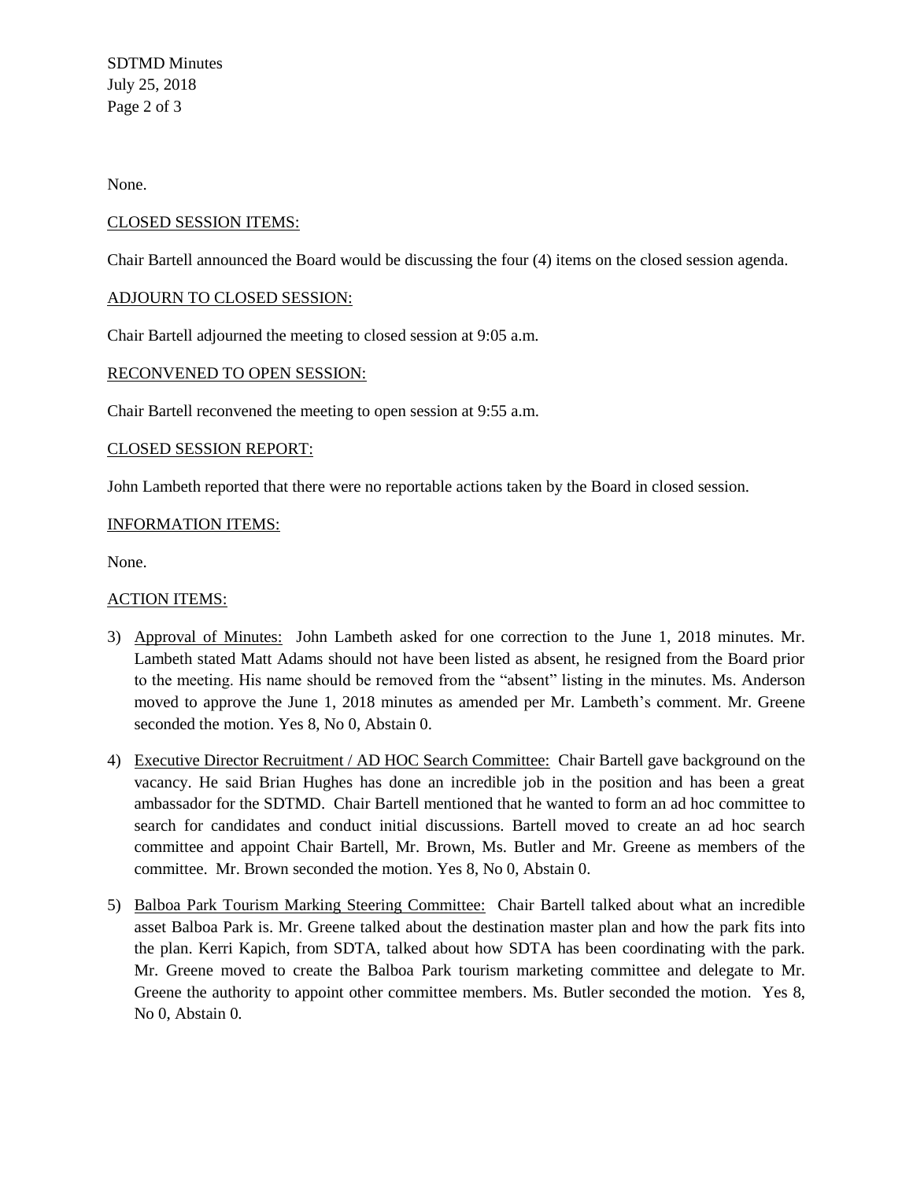None.

CLOSED SESSION ITEMS:

Chair Bartell announced the Board would be discussing the four (4) items on the closed session agenda.

ADJOURN TO CLOSED SESSION:

Chair Bartell adjourned the meeting to closed session at 9:05 a.m.

RECONVENED TO OPEN SESSION:

Chair Bartell reconvened the meeting to open session at 9:55 a.m.

CLOSED SESSION REPORT:

John Lambeth reported that there were no reportable actions taken by the Board in closed session.

INFORMATION ITEMS:

None.

ACTION ITEMS:

3) Approval of Minutes: John Lambeth asked for one correction to the June 1, 2018 minutes. Mr. Lambeth stated Matt Adams should not have been listed as absent, he resigned from the Board prior to the meeting. His name should be removed from the "absent" listing in the minutes. Ms. Anderson moved to approve the June 1, 2018 minutes as amended per Mr. Lambeth's comment. Mr. Greene seconded the motion. Yes 8, No 0, Abstain 0.

4) Executive Director Recruitment / AD HOC Search Committee: Chair Bartell gave background on the vacancy. He said Brian Hughes has done an incredible job in the position and has been a great ambassador for the SDTMD. Chair Bartell mentioned that he wanted to form an ad hoc committee to search for candidates and conduct initial discussions. Bartell moved to create an ad hoc search committee and appoint Chair Bartell, Mr. Brown, Ms. Butler and Mr. Greene as members of the committee. Mr. Brown seconded the motion. Yes 8, No 0, Abstain 0.

5) Balboa Park Tourism Marking Steering Committee: Chair Bartell talked about what an incredible asset Balboa Park is. Mr. Greene talked about the destination master plan and how the park fits into the plan. Kerri Kapich, from SDTA, talked about how SDTA has been coordinating with the park. Mr. Greene moved to create the Balboa Park tourism marketing committee and delegate to Mr. Greene the authority to appoint other committee members. Ms. Butler seconded the motion. Yes 8, No 0, Abstain 0.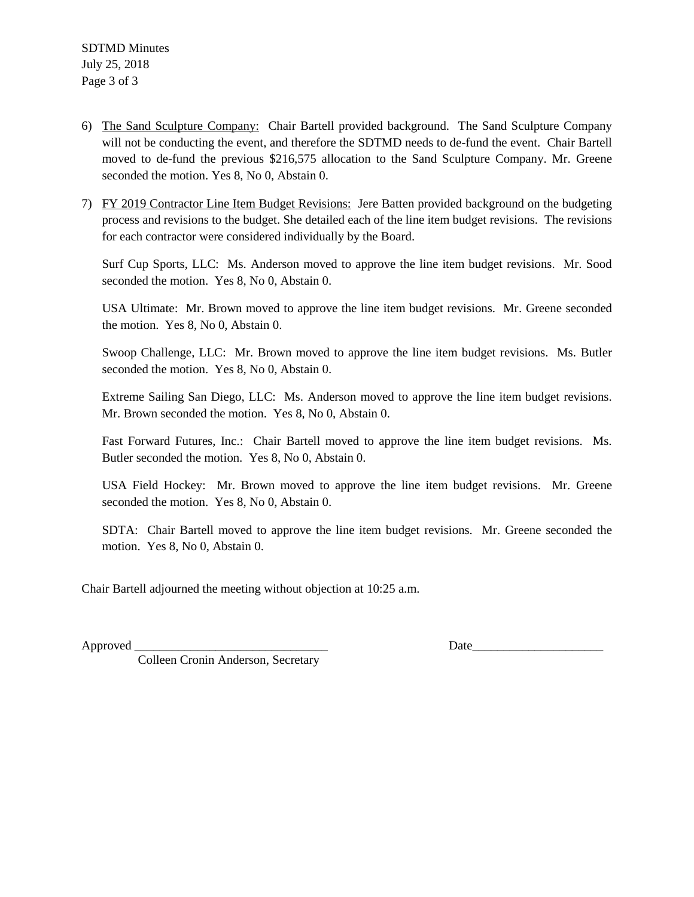6) <u>The Sand Sculpture Company:</u> Chair Bartell provided background. The Sand Sculpture Company will not be conducting the event, and therefore the SDTMD needs to de-fund the event. Chair Bartell moved to de-fund the previous $216,575 allocation to the Sand Sculpture Company. Mr. Greene seconded the motion. Yes 8, No 0, Abstain 0.

7) <u>FY 2019 Contractor Line Item Budget Revisions:</u> Jere Batten provided background on the budgeting process and revisions to the budget. She detailed each of the line item budget revisions. The revisions for each contractor were considered individually by the Board.

   Surf Cup Sports, LLC: Ms. Anderson moved to approve the line item budget revisions. Mr. Sood seconded the motion. Yes 8, No 0, Abstain 0.

   USA Ultimate: Mr. Brown moved to approve the line item budget revisions. Mr. Greene seconded the motion. Yes 8, No 0, Abstain 0.

   Swoop Challenge, LLC: Mr. Brown moved to approve the line item budget revisions. Ms. Butler seconded the motion. Yes 8, No 0, Abstain 0.

   Extreme Sailing San Diego, LLC: Ms. Anderson moved to approve the line item budget revisions. Mr. Brown seconded the motion. Yes 8, No 0, Abstain 0.

   Fast Forward Futures, Inc.: Chair Bartell moved to approve the line item budget revisions. Ms. Butler seconded the motion. Yes 8, No 0, Abstain 0.

   USA Field Hockey: Mr. Brown moved to approve the line item budget revisions. Mr. Greene seconded the motion. Yes 8, No 0, Abstain 0.

   SDTA: Chair Bartell moved to approve the line item budget revisions. Mr. Greene seconded the motion. Yes 8, No 0, Abstain 0.

Chair Bartell adjourned the meeting without objection at 10:25 a.m.

Approved _______________________________ Date_____________________

Colleen Cronin Anderson, Secretary